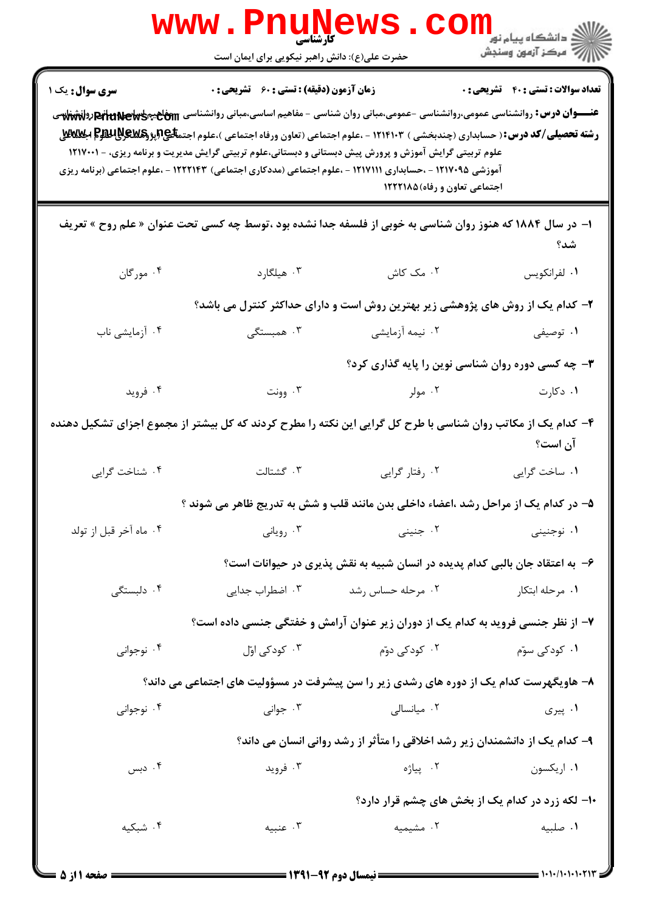کارشناسی

حضرت علی(ع): دانش راهبر نیکویی برای ایمان است

| سری سوال: یک ۱ | زمان آزمون (دقیقه) : تستی : ۶۰ تشریحی : ۰ | تعداد سوالات : تستی : ۴۰ تشریحی : ۰ |
|---|---|---|

**عنـــوان درس:** روانشناسی عمومی،روانشناسی -عمومی،مبانی روان شناسی - مفاهیم اساسی،مبانی روانشناسی -مفاهیم اساسی،مبانی روانشناسی

**رشته تحصیلی/کد درس:** ( حسابداری (چندبخشی ) ۱۲۱۴۱۰۳ - ،علوم اجتماعی (تعاون ورفاه اجتماعی )،علوم اجتماعی (پژوهشگری علوم اجتماعی علوم تربیتی گرایش آموزش و پرورش پیش دبستانی و دبستانی،علوم تربیتی گرایش مدیریت و برنامه ریزی، - ۱۲۱۷۰۰۱ آموزشی ۱۲۱۷۰۹۵ - ،حسابداری ۱۲۱۷۱۱۱ - ،علوم اجتماعی (مددکاری اجتماعی) ۱۲۲۲۱۴۳ - ،علوم اجتماعی (برنامه ریزی اجتماعی تعاون و رفاه)۱۲۲۲۱۸۵

۱- در سال ۱۸۸۴ که هنوز روان شناسی به خوبی از فلسفه جدا نشده بود ،توسط چه کسی تحت عنوان « علم روح » تعریف شد؟

۱. لفرانکویس ۲. مک کاش ۳. هیلگارد ۴. مورگان

۲- کدام یک از روش های پژوهشی زیر بهترین روش است و دارای حداکثر کنترل می باشد؟

۱. توصیفی ۲. نیمه آزمایشی ۳. همبستگی ۴. آزمایشی ناب

۳- چه کسی دوره روان شناسی نوین را پایه گذاری کرد؟

۱. دکارت ۲. مولر ۳. وونت ۴. فروید

۴- کدام یک از مکاتب روان شناسی با طرح کل گرایی این نکته را مطرح کردند که کل بیشتر از مجموع اجزای تشکیل دهنده آن است؟

۱. ساخت گرایی ۲. رفتار گرایی ۳. گشتالت ۴. شناخت گرایی

۵- در کدام یک از مراحل رشد ،اعضاء داخلی بدن مانند قلب و شش به تدریج ظاهر می شوند ؟

۱. نوجنینی ۲. جنینی ۳. رویانی ۴. ماه آخر قبل از تولد

۶- به اعتقاد جان بالبی کدام پدیده در انسان شبیه به نقش پذیری در حیوانات است؟

۱. مرحله ابتکار ۲. مرحله حساس رشد ۳. اضطراب جدایی ۴. دلبستگی

۷- از نظر جنسی فروید به کدام یک از دوران زیر عنوان آرامش و خفتگی جنسی داده است؟

۱. کودکی سوّم ۲. کودکی دوّم ۳. کودکی اوّل ۴. نوجوانی

۸- هاویگهرست کدام یک از دوره های رشدی زیر را سن پیشرفت در مسؤولیت های اجتماعی می داند؟

۱. پیری ۲. میانسالی ۳. جوانی ۴. نوجوانی

۹- کدام یک از دانشمندان زیر رشد اخلاقی را متأثر از رشد روانی انسان می داند؟

۱. اریکسون ۲. پیاژه ۳. فروید ۴. دبس

۱۰- لکه زرد در کدام یک از بخش های چشم قرار دارد؟

۱. صلبیه ۲. مشیمیه ۳. عنبیه ۴. شبکیه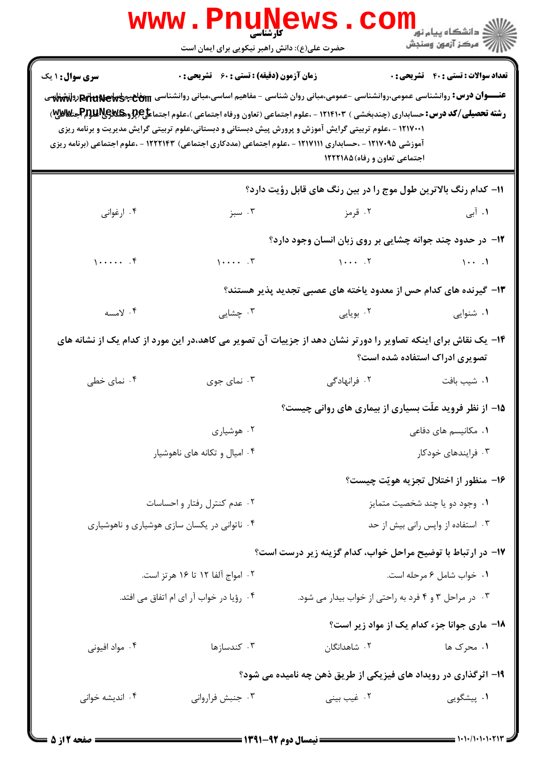**سری سوال:** ۱ یک

**زمان آزمون (دقیقه) : تستی : ۶۰ تشریحی : ۰**

**تعداد سوالات : تستی : ۴۰ تشریحی : ۰**

**عنـــوان درس:** روانشناسی عمومی،روانشناسی -عمومی،مبانی روان شناسی - مفاهیم اساسی،مبانی روانشناسی -مفاهیم اساسی،مبانی روانشناسی

**رشته تحصیلی/کد درس:** حسابداری (چندبخشی ) ۱۲۱۴۱۰۳ - ،علوم اجتماعی (تعاون ورفاه اجتماعی )،علوم اجتماعی (پژوهشگری علوم اجتماعی) ۱۲۱۷۰۰۱ - ،علوم تربیتی گرایش آموزش و پرورش پیش دبستانی و دبستانی،علوم تربیتی گرایش مدیریت و برنامه ریزی آموزشی ۱۲۱۷۰۹۵ - ،حسابداری ۱۲۱۷۱۱۱ - ،علوم اجتماعی (مددکاری اجتماعی) ۱۲۲۲۱۴۳ - ،علوم اجتماعی (برنامه ریزی اجتماعی تعاون و رفاه) ۱۲۲۲۱۸۵

۱۱- کدام رنگ بالاترین طول موج را در بین رنگ های قابل رؤیت دارد؟

۱. آبی ۲. قرمز ۳. سبز ۴. ارغوانی

۱۲- در حدود چند جوانه چشایی بر روی زبان انسان وجود دارد؟

۱. ۱۰۰ ۲. ۱۰۰۰ ۳. ۱۰۰۰۰ ۴. ۱۰۰۰۰۰

۱۳- گیرنده های کدام حس از معدود یاخته های عصبی تجدید پذیر هستند؟

۱. شنوایی ۲. بویایی ۳. چشایی ۴. لامسه

۱۴- یک نقاش برای اینکه تصاویر را دورتر نشان دهد از جزییات آن تصویر می کاهد،در این مورد از کدام یک از نشانه های تصویری ادراک استفاده شده است؟

۱. شیب بافت ۲. فرانهادگی ۳. نمای جوی ۴. نمای خطی

۱۵- از نظر فروید علّت بسیاری از بیماری های روانی چیست؟

۱. مکانیسم های دفاعی ۲. هوشیاری ۳. فرایندهای خودکار ۴. امیال و تکانه های ناهوشیار

۱۶- منظور از اختلال تجزیه هویّت چیست؟

۱. وجود دو یا چند شخصیت متمایز ۲. عدم کنترل رفتار و احساسات ۳. استفاده از واپس رانی بیش از حد ۴. ناتوانی در یکسان سازی هوشیاری و ناهوشیاری

۱۷- در ارتباط با توضیح مراحل خواب، کدام گزینه زیر درست است؟

۱. خواب شامل ۶ مرحله است. ۲. امواج آلفا ۱۲ تا ۱۶ هرتز است. ۳. در مراحل ۳ و ۴ فرد به راحتی از خواب بیدار می شود. ۴. رؤیا در خواب آر ای ام اتفاق می افتد.

۱۸- ماری جوانا جزء کدام یک از مواد زیر است؟

۱. محرک ها ۲. شاهدانگان ۳. کندسازها ۴. مواد افیونی

۱۹- اثرگذاری در رویداد های فیزیکی از طریق ذهن چه نامیده می شود؟

۱. پیشگویی ۲. غیب بینی ۳. جنبش فراروانی ۴. اندیشه خوانی

**نیمسال دوم ۹۲-۱۳۹۱**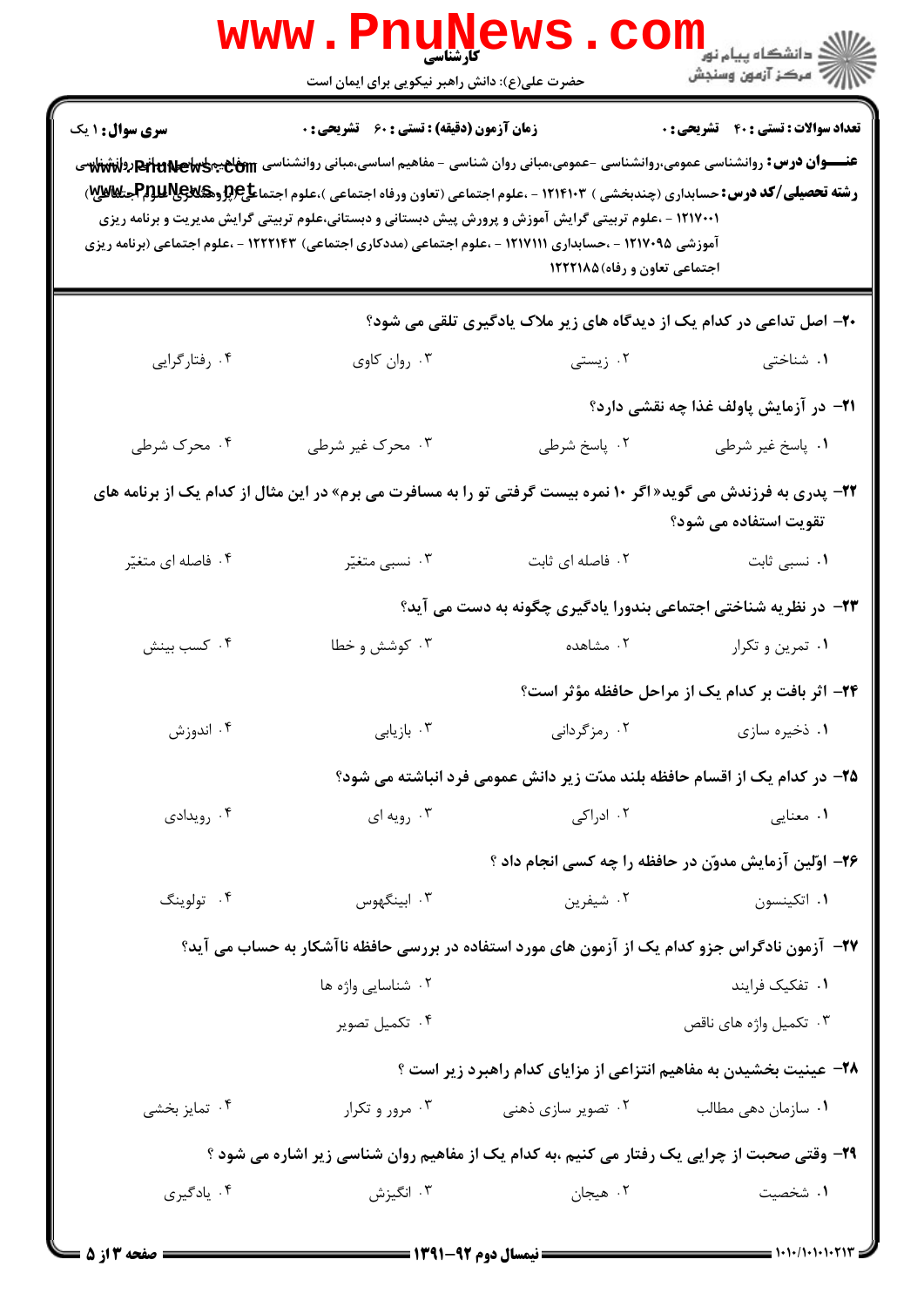**سری سؤال:** ۱ یک | **زمان آزمون (دقیقه) : تستی :** ۶۰ **تشریحی :** ۰ | **تعداد سوالات : تستی :** ۴۰ **تشریحی :** ۰

**عنـــوان درس:** روانشناسی عمومی،روانشناسی -عمومی،مبانی روان شناسی - مفاهیم اساسی،مبانی روانشناسی -مفاهیم اساسی،مبانی روانشناسی

**رشته تحصیلی/کد درس:** حسابداری (چندبخشی ) ۱۲۱۴۱۰۳ - ،علوم اجتماعی (تعاون ورفاه اجتماعی )،علوم اجتماعی (پژوهشگری علوم اجتماعی) ۱۲۱۷۰۰۱ - ،علوم تربیتی گرایش آموزش و پرورش پیش دبستانی و دبستانی،علوم تربیتی گرایش مدیریت و برنامه ریزی آموزشی ۱۲۱۷۰۹۵ - ،حسابداری ۱۲۱۷۱۱۱ - ،علوم اجتماعی (مددکاری اجتماعی) ۱۲۲۲۱۴۳ - ،علوم اجتماعی (برنامه ریزی اجتماعی تعاون و رفاه)۱۲۲۲۱۸۵

۲۰- اصل تداعی در کدام یک از دیدگاه های زیر ملاک یادگیری تلقی می شود؟

۱. شناختی ۲. زیستی ۳. روان کاوی ۴. رفتارگرایی

۲۱- در آزمایش پاولف غذا چه نقشی دارد؟

۱. پاسخ غیر شرطی ۲. پاسخ شرطی ۳. محرک غیر شرطی ۴. محرک شرطی

۲۲- پدری به فرزندش می گوید« اگر ۱۰ نمره بیست گرفتی تو را به مسافرت می برم» در این مثال از کدام یک از برنامه های تقویت استفاده می شود؟

۱. نسبی ثابت ۲. فاصله ای ثابت ۳. نسبی متغیّر ۴. فاصله ای متغیّر

۲۳- در نظریه شناختی اجتماعی بندورا یادگیری چگونه به دست می آید؟

۱. تمرین و تکرار ۲. مشاهده ۳. کوشش و خطا ۴. کسب بینش

۲۴- اثر بافت بر کدام یک از مراحل حافظه مؤثر است؟

۱. ذخیره سازی ۲. رمزگردانی ۳. بازیابی ۴. اندوزش

۲۵- در کدام یک از اقسام حافظه بلند مدّت زیر دانش عمومی فرد انباشته می شود؟

۱. معنایی ۲. ادراکی ۳. رویه ای ۴. رویدادی

۲۶- اوّلین آزمایش مدوّن در حافظه را چه کسی انجام داد ؟

۱. اتکینسون ۲. شیفرین ۳. ابینگهوس ۴. تولوینگ

۲۷- آزمون نادگراس جزو کدام یک از آزمون های مورد استفاده در بررسی حافظه ناآشکار به حساب می آید؟

۱. تفکیک فرایند ۲. شناسایی واژه ها ۳. تکمیل واژه های ناقص ۴. تکمیل تصویر

۲۸- عینیت بخشیدن به مفاهیم انتزاعی از مزایای کدام راهبرد زیر است ؟

۱. سازمان دهی مطالب ۲. تصویر سازی ذهنی ۳. مرور و تکرار ۴. تمایز بخشی

۲۹- وقتی صحبت از چرایی یک رفتار می کنیم ،به کدام یک از مفاهیم روان شناسی زیر اشاره می شود ؟

۱. شخصیت ۲. هیجان ۳. انگیزش ۴. یادگیری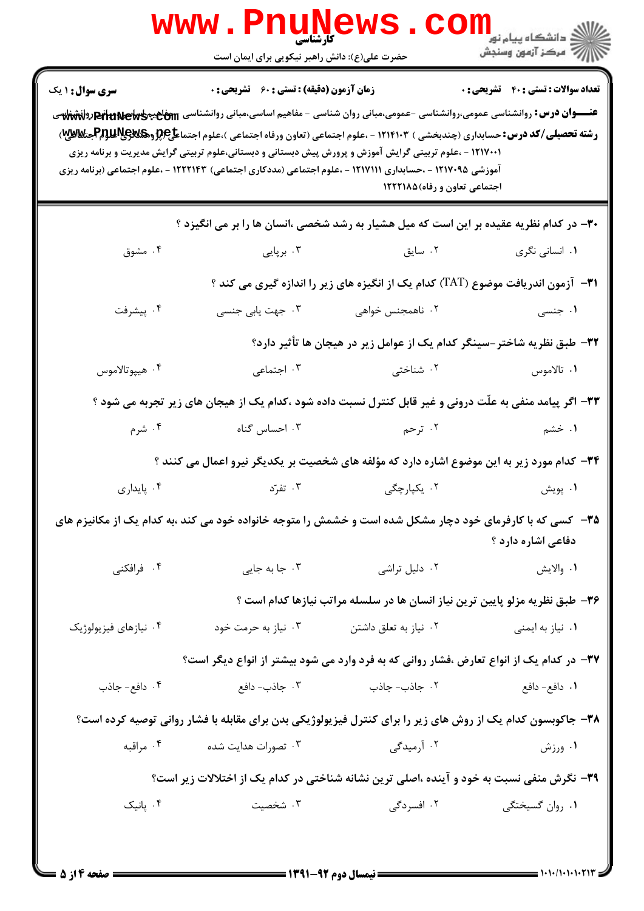**سری سوال:** ۱ یک

**زمان آزمون (دقیقه) : تستی : ۶۰ تشریحی : ۰**

**تعداد سوالات : تستی : ۴۰ تشریحی : ۰**

**عنـــوان درس:** روانشناسی عمومی،روانشناسی -عمومی،مبانی روان شناسی - مفاهیم اساسی،مبانی روانشناسی - مفاهیم اساسی،مبانی روانشناسی

**رشته تحصیلی/کد درس:** حسابداری (چندبخشی ) ۱۲۱۴۱۰۳ - ،علوم اجتماعی (تعاون ورفاه اجتماعی )،علوم اجتماعی (پژوهشگری علوم اجتماعی) ۱۲۱۷۰۰۱ - ،علوم تربیتی گرایش آموزش و پرورش پیش دبستانی و دبستانی،علوم تربیتی گرایش مدیریت و برنامه ریزی آموزشی ۱۲۱۷۰۹۵ - ،حسابداری ۱۲۱۷۱۱۱ - ،علوم اجتماعی (مددکاری اجتماعی) ۱۲۲۲۱۴۳ - ،علوم اجتماعی (برنامه ریزی اجتماعی تعاون و رفاه) ۱۲۲۲۱۸۵

۳۰- در کدام نظریه عقیده بر این است که میل هشیار به رشد شخصی ،انسان ها را بر می انگیزد ؟

۱. انسانی نگری
۲. سایق
۳. برپایی
۴. مشوق

۳۱- آزمون اندریافت موضوع (TAT) کدام یک از انگیزه های زیر را اندازه گیری می کند ؟

۱. جنسی
۲. ناهمجنس خواهی
۳. جهت یابی جنسی
۴. پیشرفت

۳۲- طبق نظریه شاختر-سینگر کدام یک از عوامل زیر در هیجان ها تأثیر دارد؟

۱. تالاموس
۲. شناختی
۳. اجتماعی
۴. هیپوتالاموس

۳۳- اگر پیامد منفی به علّت درونی و غیر قابل کنترل نسبت داده شود ،کدام یک از هیجان های زیر تجربه می شود ؟

۱. خشم
۲. ترحم
۳. احساس گناه
۴. شرم

۳۴- کدام مورد زیر به این موضوع اشاره دارد که مؤلفه های شخصیت بر یکدیگر نیرو اعمال می کنند ؟

۱. پویش
۲. یکپارچگی
۳. تفرّد
۴. پایداری

۳۵- کسی که با کارفرمای خود دچار مشکل شده است و خشمش را متوجه خانواده خود می کند ،به کدام یک از مکانیزم های دفاعی اشاره دارد ؟

۱. والایش
۲. دلیل تراشی
۳. جا به جایی
۴. فرافکنی

۳۶- طبق نظریه مزلو پایین ترین نیاز انسان ها در سلسله مراتب نیازها کدام است ؟

۱. نیاز به ایمنی
۲. نیاز به تعلق داشتن
۳. نیاز به حرمت خود
۴. نیازهای فیزیولوژیک

۳۷- در کدام یک از انواع تعارض ،فشار روانی که به فرد وارد می شود بیشتر از انواع دیگر است؟

۱. دافع- دافع
۲. جاذب- جاذب
۳. جاذب- دافع
۴. دافع- جاذب

۳۸- جاکوبسون کدام یک از روش های زیر را برای کنترل فیزیولوژیکی بدن برای مقابله با فشار روانی توصیه کرده است؟

۱. ورزش
۲. آرمیدگی
۳. تصورات هدایت شده
۴. مراقبه

۳۹- نگرش منفی نسبت به خود و آینده ،اصلی ترین نشانه شناختی در کدام یک از اختلالات زیر است؟

۱. روان گسیختگی
۲. افسردگی
۳. شخصیت
۴. پانیک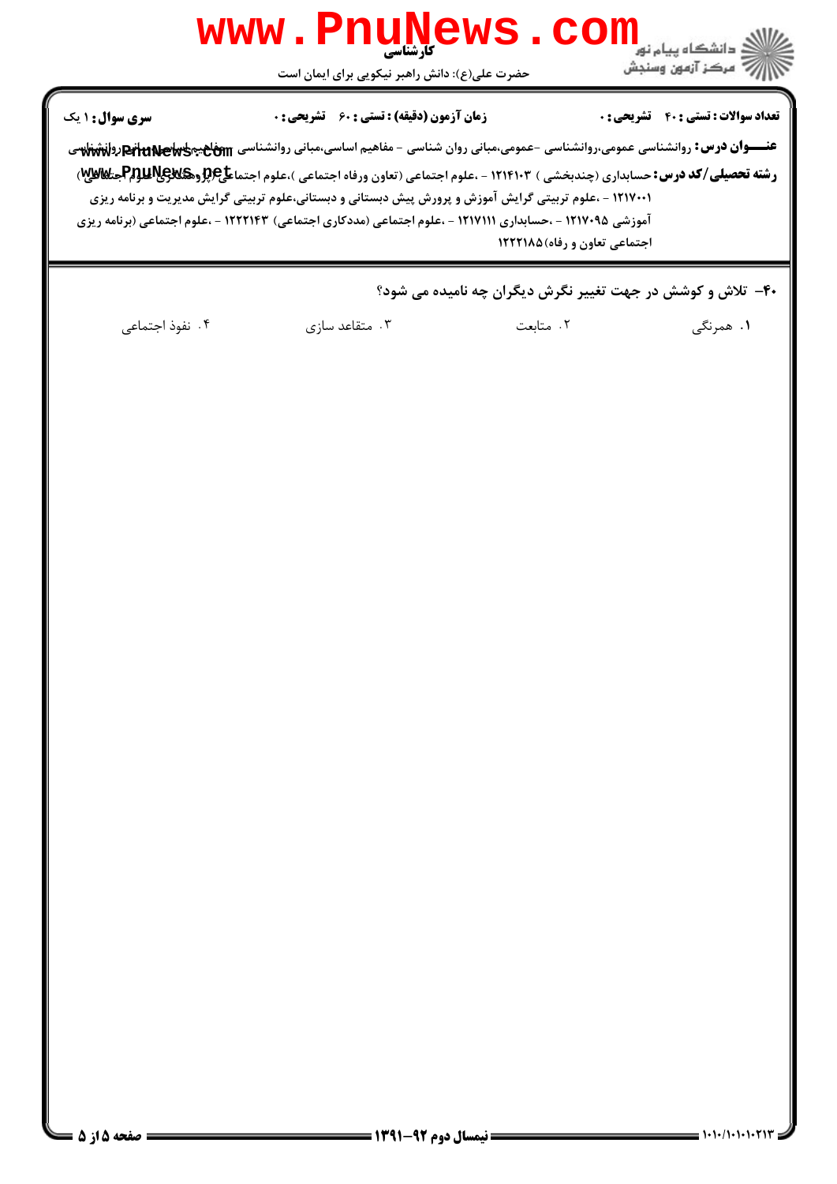**۴۰- تلاش و کوشش در جهت تغییر نگرش دیگران چه نامیده می شود؟**

۱. همرنگی

۲. متابعت

۳. متقاعد سازی

۴. نفوذ اجتماعی